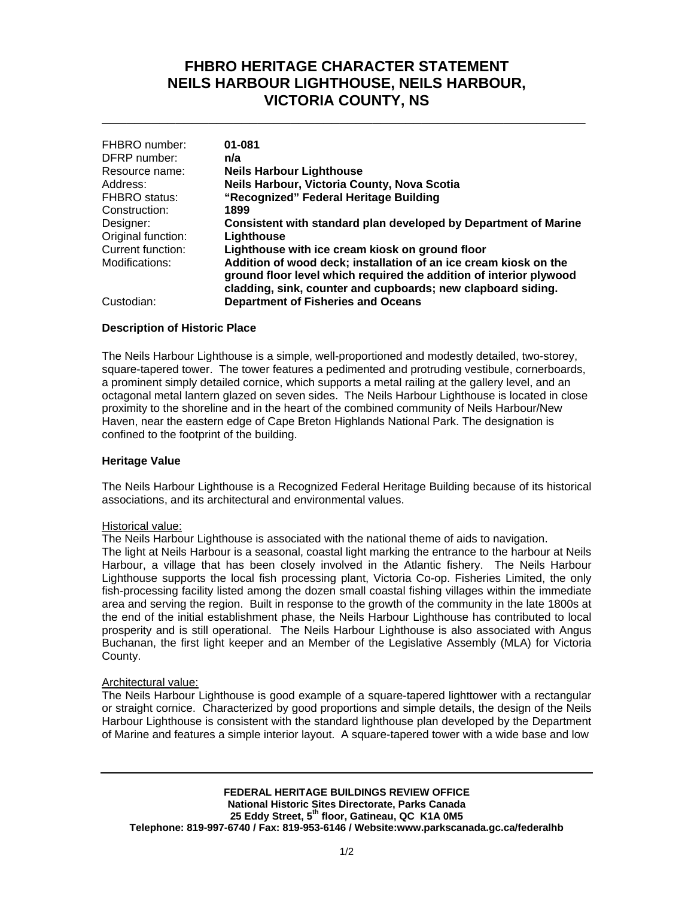# FHBRO HERITAGE CHARACTER STATEMENT
# NEILS HARBOUR LIGHTHOUSE, NEILS HARBOUR, VICTORIA COUNTY, NS

| | |
|---|---|
| FHBRO number: | **01-081** |
| DFRP number: | **n/a** |
| Resource name: | **Neils Harbour Lighthouse** |
| Address: | **Neils Harbour, Victoria County, Nova Scotia** |
| FHBRO status: | **"Recognized" Federal Heritage Building** |
| Construction: | **1899** |
| Designer: | **Consistent with standard plan developed by Department of Marine** |
| Original function: | **Lighthouse** |
| Current function: | **Lighthouse with ice cream kiosk on ground floor** |
| Modifications: | **Addition of wood deck; installation of an ice cream kiosk on the ground floor level which required the addition of interior plywood cladding, sink, counter and cupboards; new clapboard siding.** |
| Custodian: | **Department of Fisheries and Oceans** |

### Description of Historic Place

The Neils Harbour Lighthouse is a simple, well-proportioned and modestly detailed, two-storey, square-tapered tower. The tower features a pedimented and protruding vestibule, cornerboards, a prominent simply detailed cornice, which supports a metal railing at the gallery level, and an octagonal metal lantern glazed on seven sides. The Neils Harbour Lighthouse is located in close proximity to the shoreline and in the heart of the combined community of Neils Harbour/New Haven, near the eastern edge of Cape Breton Highlands National Park. The designation is confined to the footprint of the building.

### Heritage Value

The Neils Harbour Lighthouse is a Recognized Federal Heritage Building because of its historical associations, and its architectural and environmental values.

Historical value:

The Neils Harbour Lighthouse is associated with the national theme of aids to navigation.
The light at Neils Harbour is a seasonal, coastal light marking the entrance to the harbour at Neils Harbour, a village that has been closely involved in the Atlantic fishery. The Neils Harbour Lighthouse supports the local fish processing plant, Victoria Co-op. Fisheries Limited, the only fish-processing facility listed among the dozen small coastal fishing villages within the immediate area and serving the region. Built in response to the growth of the community in the late 1800s at the end of the initial establishment phase, the Neils Harbour Lighthouse has contributed to local prosperity and is still operational. The Neils Harbour Lighthouse is also associated with Angus Buchanan, the first light keeper and an Member of the Legislative Assembly (MLA) for Victoria County.

Architectural value:

The Neils Harbour Lighthouse is good example of a square-tapered lighttower with a rectangular or straight cornice. Characterized by good proportions and simple details, the design of the Neils Harbour Lighthouse is consistent with the standard lighthouse plan developed by the Department of Marine and features a simple interior layout. A square-tapered tower with a wide base and low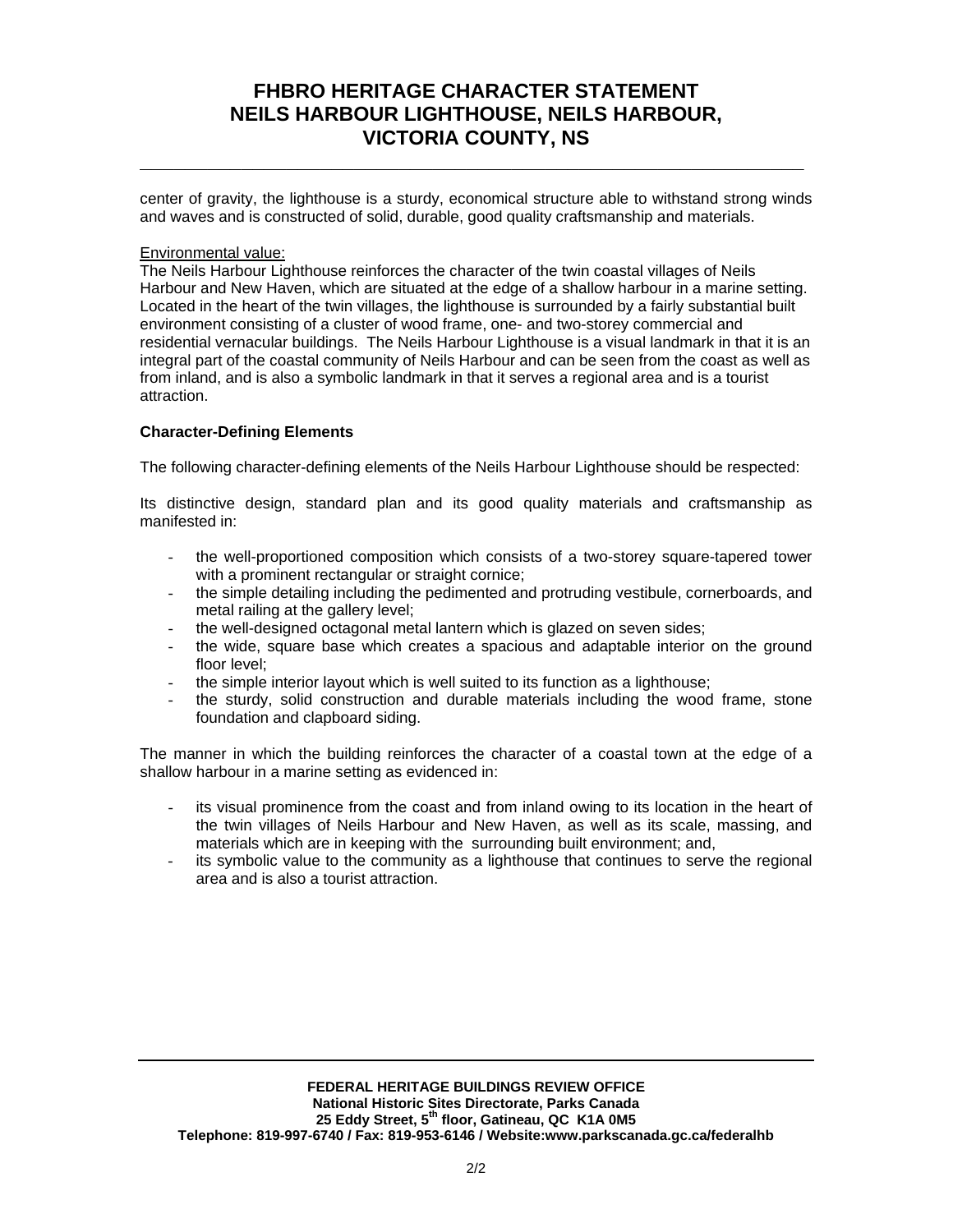center of gravity, the lighthouse is a sturdy, economical structure able to withstand strong winds and waves and is constructed of solid, durable, good quality craftsmanship and materials.

Environmental value:

The Neils Harbour Lighthouse reinforces the character of the twin coastal villages of Neils Harbour and New Haven, which are situated at the edge of a shallow harbour in a marine setting. Located in the heart of the twin villages, the lighthouse is surrounded by a fairly substantial built environment consisting of a cluster of wood frame, one- and two-storey commercial and residential vernacular buildings. The Neils Harbour Lighthouse is a visual landmark in that it is an integral part of the coastal community of Neils Harbour and can be seen from the coast as well as from inland, and is also a symbolic landmark in that it serves a regional area and is a tourist attraction.

**Character-Defining Elements**

The following character-defining elements of the Neils Harbour Lighthouse should be respected:

Its distinctive design, standard plan and its good quality materials and craftsmanship as manifested in:

- the well-proportioned composition which consists of a two-storey square-tapered tower with a prominent rectangular or straight cornice;
- the simple detailing including the pedimented and protruding vestibule, cornerboards, and metal railing at the gallery level;
- the well-designed octagonal metal lantern which is glazed on seven sides;
- the wide, square base which creates a spacious and adaptable interior on the ground floor level;
- the simple interior layout which is well suited to its function as a lighthouse;
- the sturdy, solid construction and durable materials including the wood frame, stone foundation and clapboard siding.

The manner in which the building reinforces the character of a coastal town at the edge of a shallow harbour in a marine setting as evidenced in:

- its visual prominence from the coast and from inland owing to its location in the heart of the twin villages of Neils Harbour and New Haven, as well as its scale, massing, and materials which are in keeping with the surrounding built environment; and,
- its symbolic value to the community as a lighthouse that continues to serve the regional area and is also a tourist attraction.